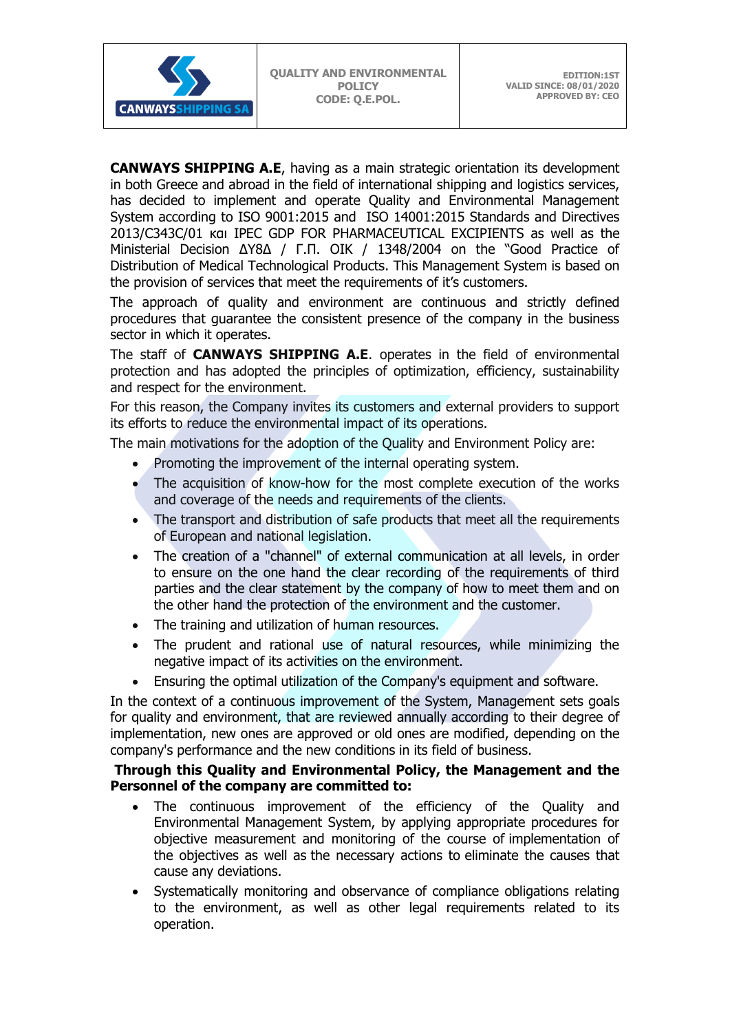| CANWAYS SHIPPING SA | QUALITY AND ENVIRONMENTAL POLICY CODE: Q.E.POL. | EDITION:1ST VALID SINCE: 08/01/2020 APPROVED BY: CEO |
|---|---|---|

**CANWAYS SHIPPING A.E**, having as a main strategic orientation its development in both Greece and abroad in the field of international shipping and logistics services, has decided to implement and operate Quality and Environmental Management System according to ISO 9001:2015 and ISO 14001:2015 Standards and Directives 2013/C343C/01 και IPEC GDP FOR PHARMACEUTICAL EXCIPIENTS as well as the Ministerial Decision ΔΥ8Δ / Γ.Π. ΟΙΚ / 1348/2004 on the "Good Practice of Distribution of Medical Technological Products. This Management System is based on the provision of services that meet the requirements of it's customers.

The approach of quality and environment are continuous and strictly defined procedures that guarantee the consistent presence of the company in the business sector in which it operates.

The staff of **CANWAYS SHIPPING A.E**. operates in the field of environmental protection and has adopted the principles of optimization, efficiency, sustainability and respect for the environment.

For this reason, the Company invites its customers and external providers to support its efforts to reduce the environmental impact of its operations.

The main motivations for the adoption of the Quality and Environment Policy are:

- Promoting the improvement of the internal operating system.
- The acquisition of know-how for the most complete execution of the works and coverage of the needs and requirements of the clients.
- The transport and distribution of safe products that meet all the requirements of European and national legislation.
- The creation of a "channel" of external communication at all levels, in order to ensure on the one hand the clear recording of the requirements of third parties and the clear statement by the company of how to meet them and on the other hand the protection of the environment and the customer.
- The training and utilization of human resources.
- The prudent and rational use of natural resources, while minimizing the negative impact of its activities on the environment.
- Ensuring the optimal utilization of the Company's equipment and software.

In the context of a continuous improvement of the System, Management sets goals for quality and environment, that are reviewed annually according to their degree of implementation, new ones are approved or old ones are modified, depending on the company's performance and the new conditions in its field of business.

**Through this Quality and Environmental Policy, the Management and the Personnel of the company are committed to:**

- The continuous improvement of the efficiency of the Quality and Environmental Management System, by applying appropriate procedures for objective measurement and monitoring of the course of implementation of the objectives as well as the necessary actions to eliminate the causes that cause any deviations.
- Systematically monitoring and observance of compliance obligations relating to the environment, as well as other legal requirements related to its operation.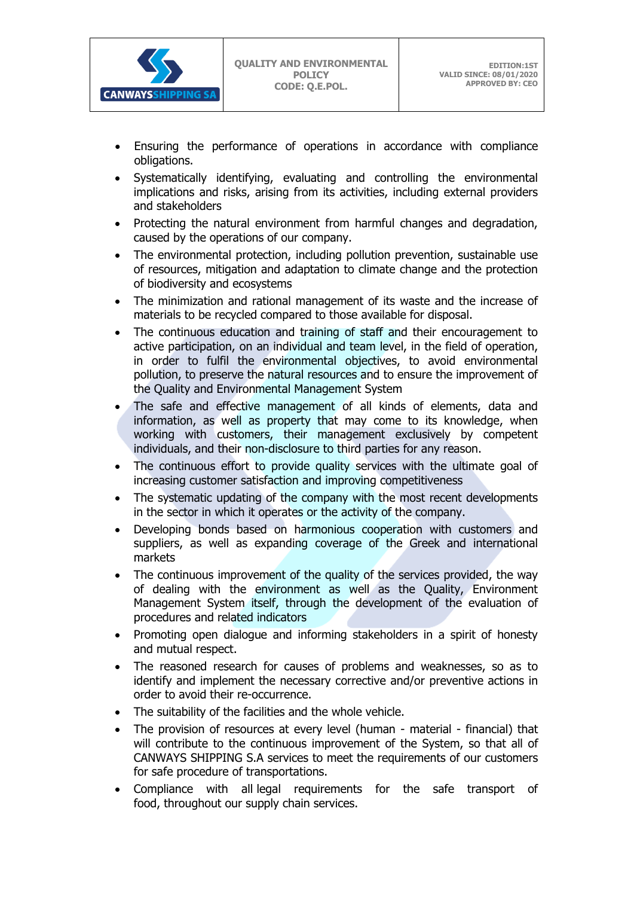- Ensuring the performance of operations in accordance with compliance obligations.
- Systematically identifying, evaluating and controlling the environmental implications and risks, arising from its activities, including external providers and stakeholders
- Protecting the natural environment from harmful changes and degradation, caused by the operations of our company.
- The environmental protection, including pollution prevention, sustainable use of resources, mitigation and adaptation to climate change and the protection of biodiversity and ecosystems
- The minimization and rational management of its waste and the increase of materials to be recycled compared to those available for disposal.
- The continuous education and training of staff and their encouragement to active participation, on an individual and team level, in the field of operation, in order to fulfil the environmental objectives, to avoid environmental pollution, to preserve the natural resources and to ensure the improvement of the Quality and Environmental Management System
- The safe and effective management of all kinds of elements, data and information, as well as property that may come to its knowledge, when working with customers, their management exclusively by competent individuals, and their non-disclosure to third parties for any reason.
- The continuous effort to provide quality services with the ultimate goal of increasing customer satisfaction and improving competitiveness
- The systematic updating of the company with the most recent developments in the sector in which it operates or the activity of the company.
- Developing bonds based on harmonious cooperation with customers and suppliers, as well as expanding coverage of the Greek and international markets
- The continuous improvement of the quality of the services provided, the way of dealing with the environment as well as the Quality, Environment Management System itself, through the development of the evaluation of procedures and related indicators
- Promoting open dialogue and informing stakeholders in a spirit of honesty and mutual respect.
- The reasoned research for causes of problems and weaknesses, so as to identify and implement the necessary corrective and/or preventive actions in order to avoid their re-occurrence.
- The suitability of the facilities and the whole vehicle.
- The provision of resources at every level (human - material - financial) that will contribute to the continuous improvement of the System, so that all of CANWAYS SHIPPING S.A services to meet the requirements of our customers for safe procedure of transportations.
- Compliance with all legal requirements for the safe transport of food, throughout our supply chain services.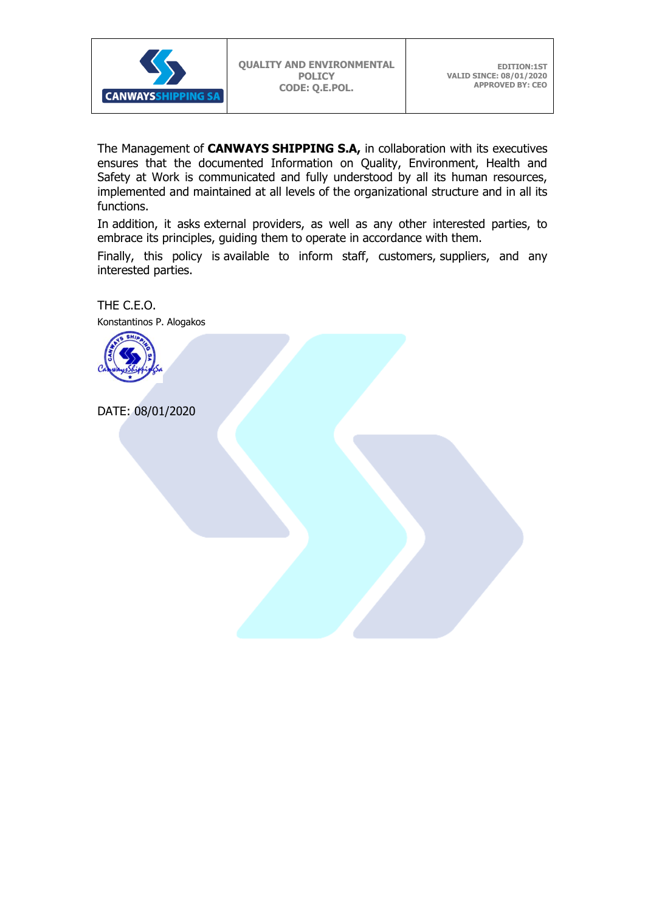The Management of **CANWAYS SHIPPING S.A,** in collaboration with its executives ensures that the documented Information on Quality, Environment, Health and Safety at Work is communicated and fully understood by all its human resources, implemented and maintained at all levels of the organizational structure and in all its functions.

In addition, it asks external providers, as well as any other interested parties, to embrace its principles, guiding them to operate in accordance with them.

Finally, this policy is available to inform staff, customers, suppliers, and any interested parties.

THE C.E.O.

Konstantinos P. Alogakos

DATE: 08/01/2020